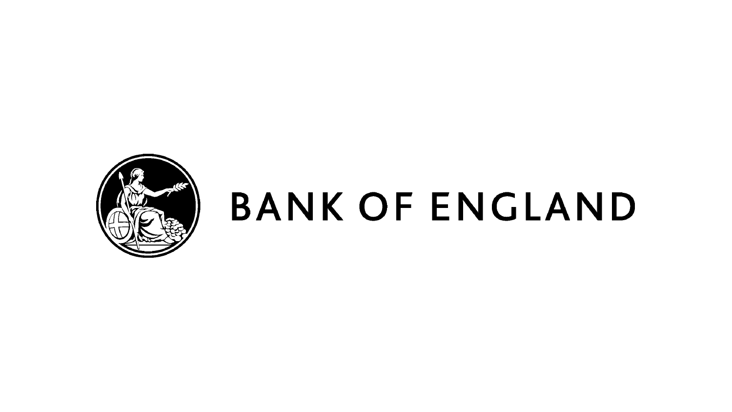BANK OF ENGLAND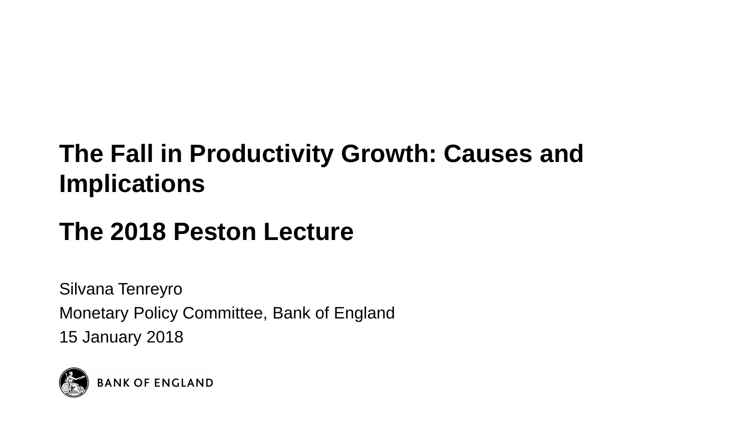# The Fall in Productivity Growth: Causes and Implications

## The 2018 Peston Lecture

Silvana Tenreyro

Monetary Policy Committee, Bank of England

15 January 2018

BANK OF ENGLAND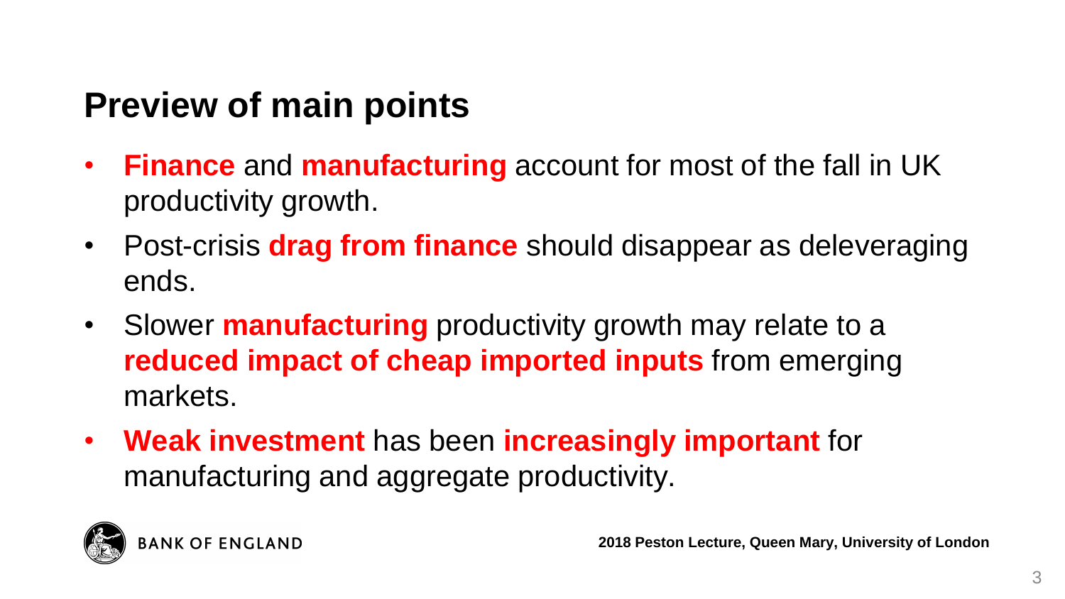## Preview of main points

- **Finance** and **manufacturing** account for most of the fall in UK productivity growth.
- Post-crisis **drag from finance** should disappear as deleveraging ends.
- Slower **manufacturing** productivity growth may relate to a **reduced impact of cheap imported inputs** from emerging markets.
- **Weak investment** has been **increasingly important** for manufacturing and aggregate productivity.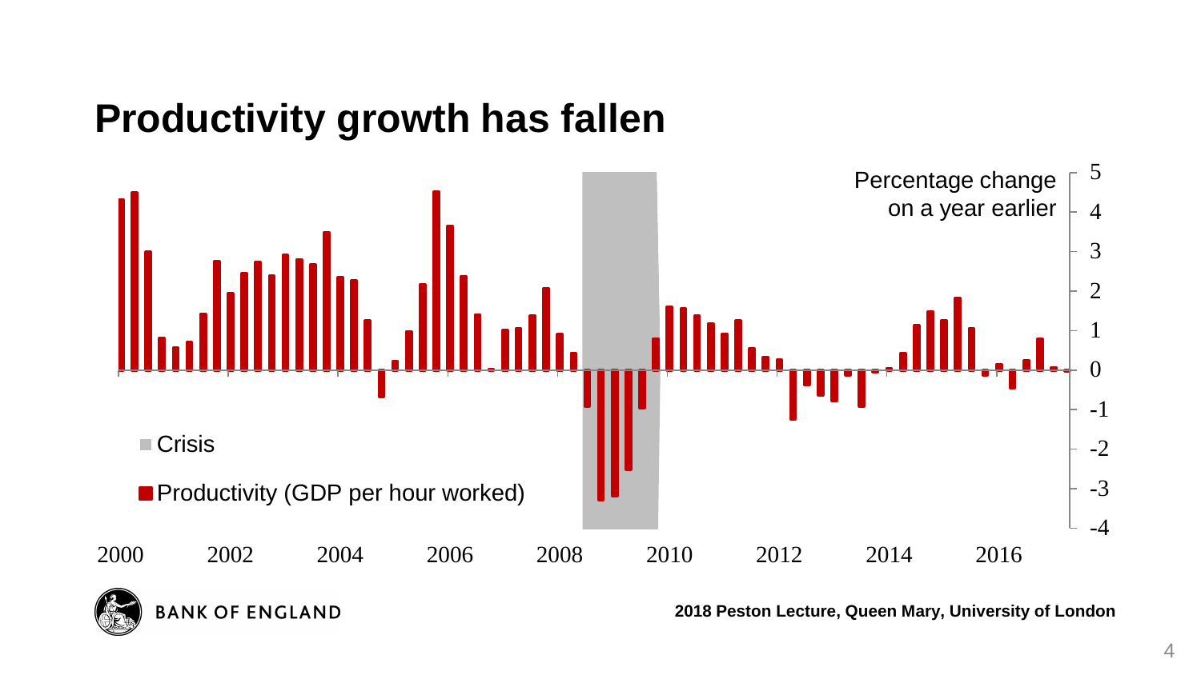# Productivity growth has fallen

Percentage change on a year earlier

Crisis

Productivity (GDP per hour worked)

2000 2002 2004 2006 2008 2010 2012 2014 2016

5 4 3 2 1 0 -1 -2 -3 -4

**2018 Peston Lecture, Queen Mary, University of London**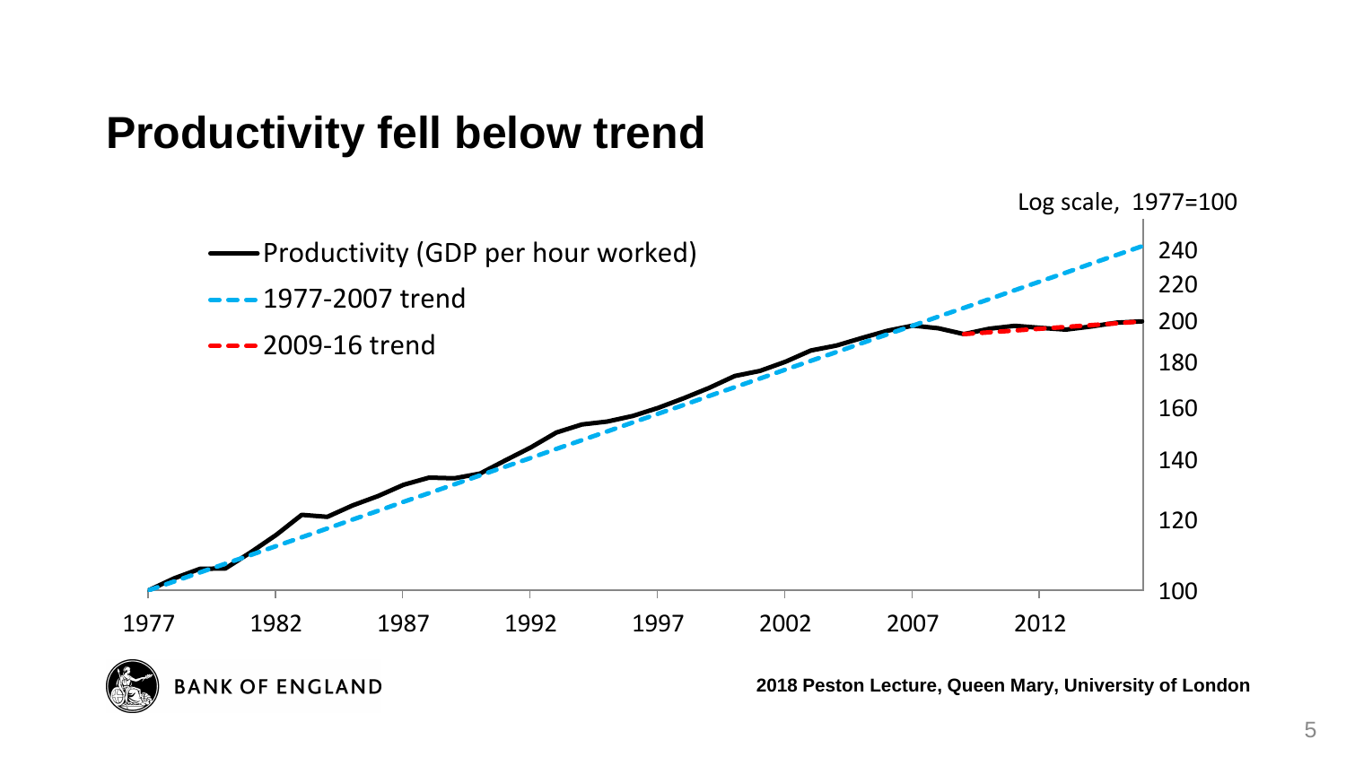# Productivity fell below trend

Log scale, 1977=100

- Productivity (GDP per hour worked)
- 1977-2007 trend
- 2009-16 trend

2018 Peston Lecture, Queen Mary, University of London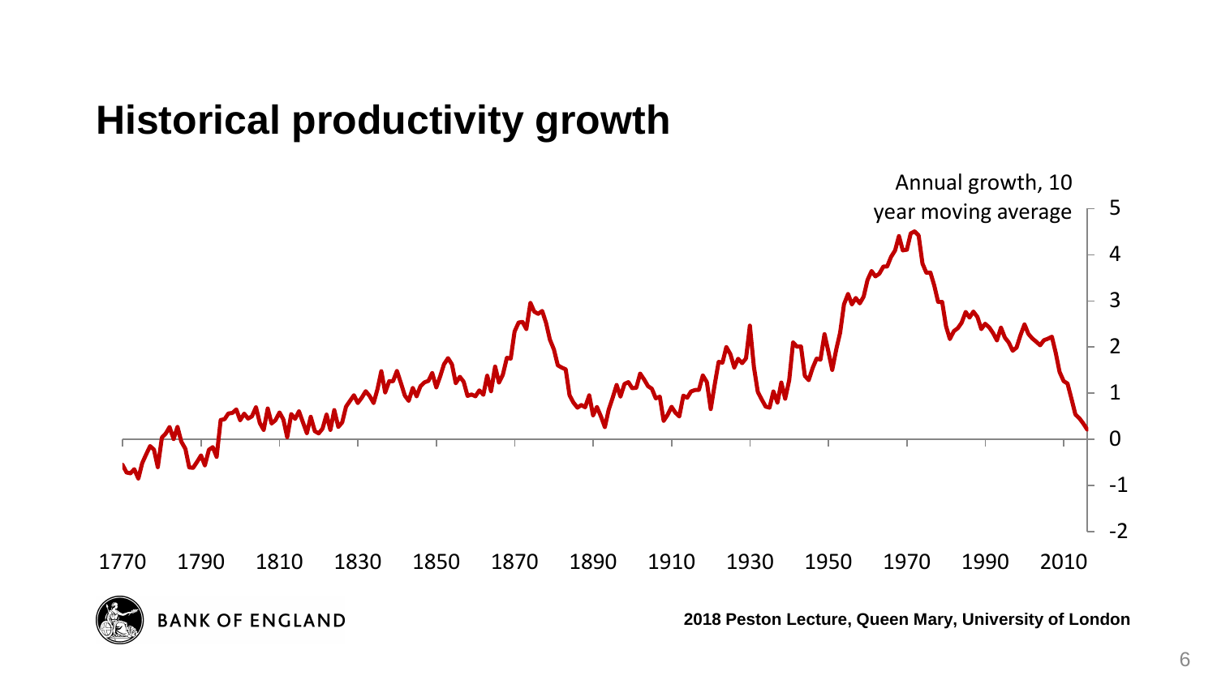# Historical productivity growth

Annual growth, 10 year moving average

5
4
3
2
1
0
-1
-2

1770 1790 1810 1830 1850 1870 1890 1910 1930 1950 1970 1990 2010

BANK OF ENGLAND

**2018 Peston Lecture, Queen Mary, University of London**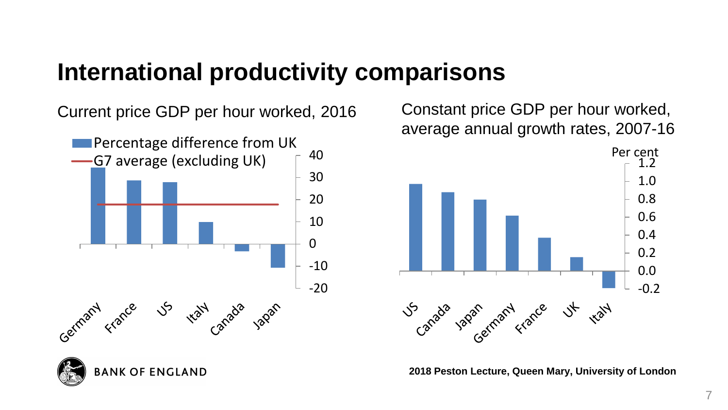# International productivity comparisons

Current price GDP per hour worked, 2016

Percentage difference from UK

G7 average (excluding UK)

40
30
20
10
0
-10
-20

Germany France US Italy Canada Japan

Constant price GDP per hour worked, average annual growth rates, 2007-16

Per cent

1.2
1.0
0.8
0.6
0.4
0.2
0.0
-0.2

US Canada Japan Germany France UK Italy

**2018 Peston Lecture, Queen Mary, University of London**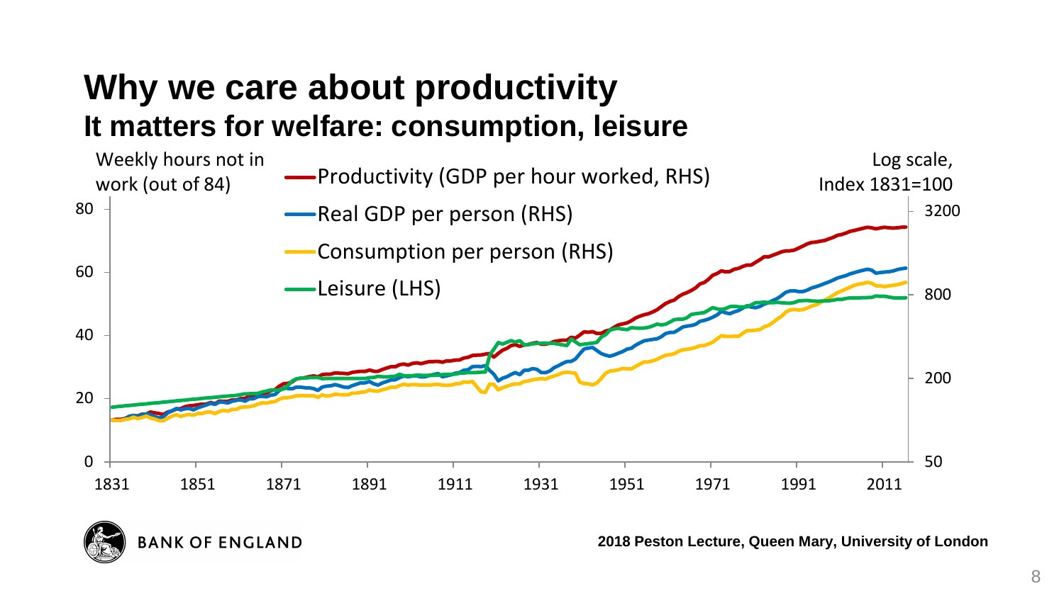# Why we care about productivity

## It matters for welfare: consumption, leisure

Weekly hours not in work (out of 84)

Log scale, Index 1831=100

- Productivity (GDP per hour worked, RHS)
- Real GDP per person (RHS)
- Consumption per person (RHS)
- Leisure (LHS)

2018 Peston Lecture, Queen Mary, University of London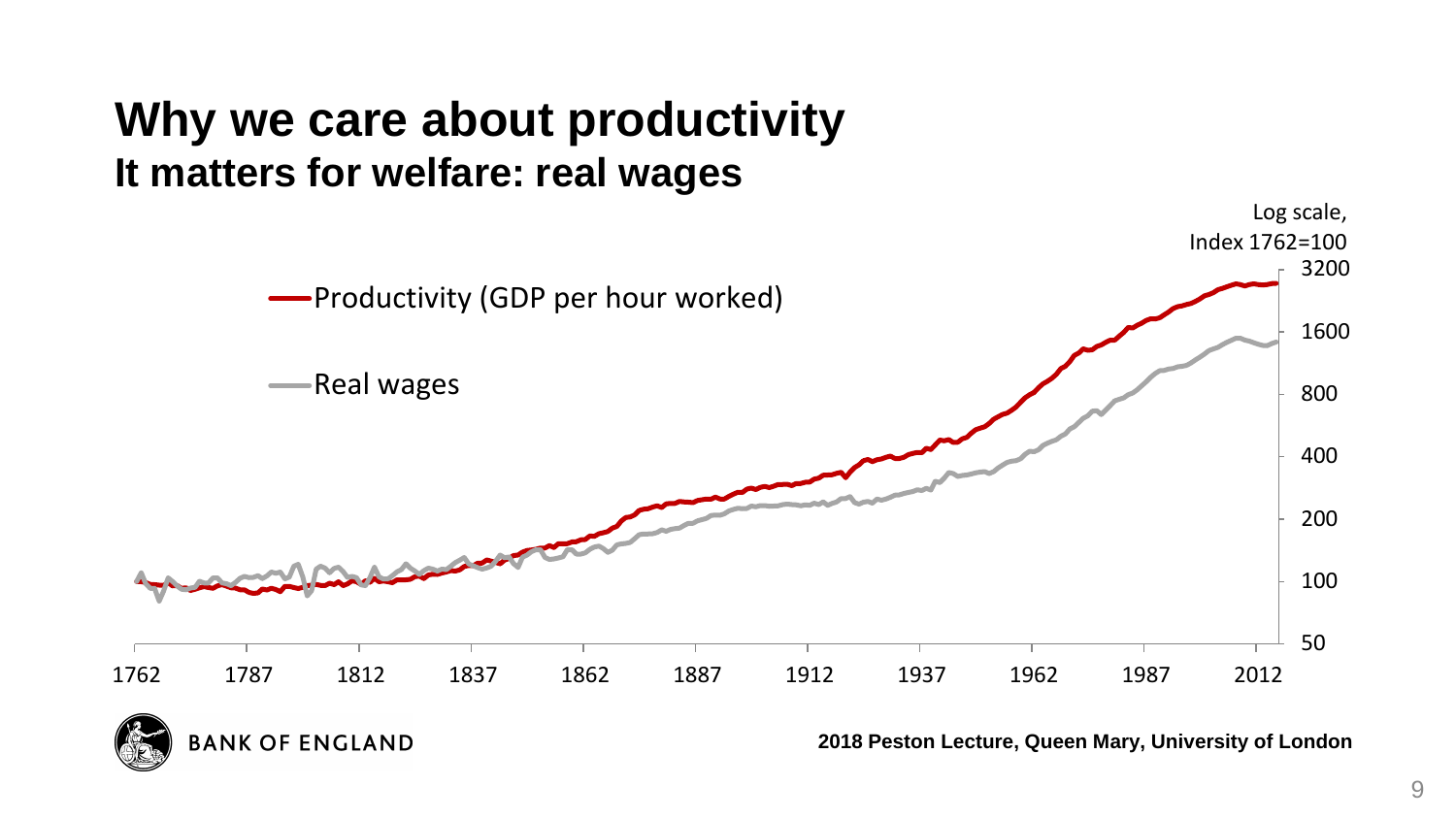# Why we care about productivity

## It matters for welfare: real wages

Log scale, Index 1762=100

- Productivity (GDP per hour worked)
- Real wages

Y-axis: 50, 100, 200, 400, 800, 1600, 3200

X-axis: 1762, 1787, 1812, 1837, 1862, 1887, 1912, 1937, 1962, 1987, 2012

BANK OF ENGLAND

**2018 Peston Lecture, Queen Mary, University of London**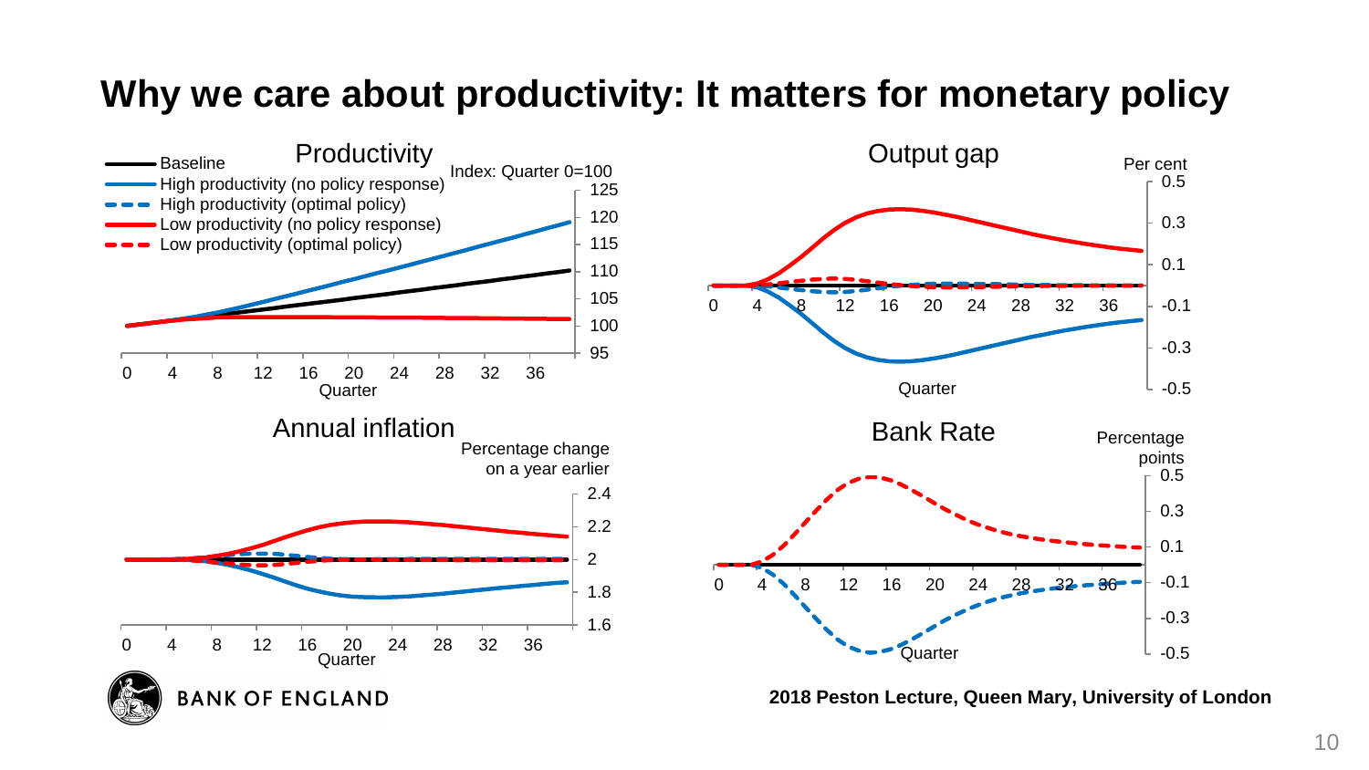# Why we care about productivity: It matters for monetary policy

### Productivity

Index: Quarter 0=100

- Baseline
- High productivity (no policy response)
- High productivity (optimal policy)
- Low productivity (no policy response)
- Low productivity (optimal policy)

### Output gap

Per cent

### Annual inflation

Percentage change on a year earlier

### Bank Rate

Percentage points

BANK OF ENGLAND

**2018 Peston Lecture, Queen Mary, University of London**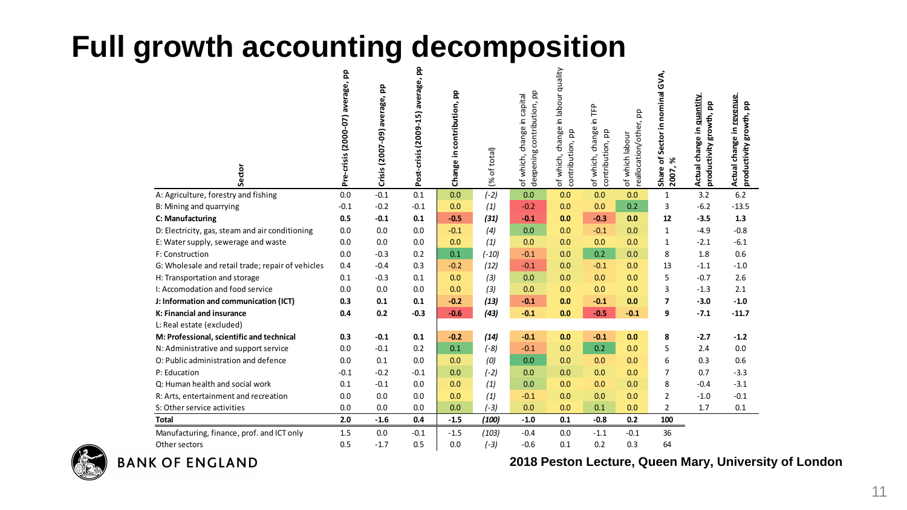# Full growth accounting decomposition

| Sector | Pre-crisis (2000-07) average, pp | Crisis (2007-09) average, pp | Post-crisis (2009-15) average, pp | Change in contribution, pp | (% of total) | of which, change in capital deepening contribution, pp | of which, change in labour quality contribution, pp | of which, change in TFP contribution, pp | of which labour reallocation/other, pp | Share of Sector in nominal GVA, 2007, % | Actual change in quantity productivity growth, pp | Actual change in revenue productivity growth, pp |
|---|---|---|---|---|---|---|---|---|---|---|---|---|
| A: Agriculture, forestry and fishing | 0.0 | -0.1 | 0.1 | 0.0 | (-2) | 0.0 | 0.0 | 0.0 | 0.0 | 1 | 3.2 | 6.2 |
| B: Mining and quarrying | -0.1 | -0.2 | -0.1 | 0.0 | (1) | -0.2 | 0.0 | 0.0 | 0.2 | 3 | -6.2 | -13.5 |
| **C: Manufacturing** | **0.5** | **-0.1** | **0.1** | **-0.5** | **(31)** | **-0.1** | **0.0** | **-0.3** | **0.0** | **12** | **-3.5** | **1.3** |
| D: Electricity, gas, steam and air conditioning | 0.0 | 0.0 | 0.0 | -0.1 | (4) | 0.0 | 0.0 | -0.1 | 0.0 | 1 | -4.9 | -0.8 |
| E: Water supply, sewerage and waste | 0.0 | 0.0 | 0.0 | 0.0 | (1) | 0.0 | 0.0 | 0.0 | 0.0 | 1 | -2.1 | -6.1 |
| F: Construction | 0.0 | -0.3 | 0.2 | 0.1 | (-10) | -0.1 | 0.0 | 0.2 | 0.0 | 8 | 1.8 | 0.6 |
| G: Wholesale and retail trade; repair of vehicles | 0.4 | -0.4 | 0.3 | -0.2 | (12) | -0.1 | 0.0 | -0.1 | 0.0 | 13 | -1.1 | -1.0 |
| H: Transportation and storage | 0.1 | -0.3 | 0.1 | 0.0 | (3) | 0.0 | 0.0 | 0.0 | 0.0 | 5 | -0.7 | 2.6 |
| I: Accomodation and food service | 0.0 | 0.0 | 0.0 | 0.0 | (3) | 0.0 | 0.0 | 0.0 | 0.0 | 3 | -1.3 | 2.1 |
| **J: Information and communication (ICT)** | **0.3** | **0.1** | **0.1** | **-0.2** | **(13)** | **-0.1** | **0.0** | **-0.1** | **0.0** | **7** | **-3.0** | **-1.0** |
| **K: Financial and insurance** | **0.4** | **0.2** | **-0.3** | **-0.6** | **(43)** | **-0.1** | **0.0** | **-0.5** | **-0.1** | **9** | **-7.1** | **-11.7** |
| L: Real estate (excluded) | | | | | | | | | | | | |
| **M: Professional, scientific and technical** | **0.3** | **-0.1** | **0.1** | **-0.2** | **(14)** | **-0.1** | **0.0** | **-0.1** | **0.0** | **8** | **-2.7** | **-1.2** |
| N: Administrative and support service | 0.0 | -0.1 | 0.2 | 0.1 | (-8) | -0.1 | 0.0 | 0.2 | 0.0 | 5 | 2.4 | 0.0 |
| O: Public administration and defence | 0.0 | 0.1 | 0.0 | 0.0 | (0) | 0.0 | 0.0 | 0.0 | 0.0 | 6 | 0.3 | 0.6 |
| P: Education | -0.1 | -0.2 | -0.1 | 0.0 | (-2) | 0.0 | 0.0 | 0.0 | 0.0 | 7 | 0.7 | -3.3 |
| Q: Human health and social work | 0.1 | -0.1 | 0.0 | 0.0 | (1) | 0.0 | 0.0 | 0.0 | 0.0 | 8 | -0.4 | -3.1 |
| R: Arts, entertainment and recreation | 0.0 | 0.0 | 0.0 | 0.0 | (1) | -0.1 | 0.0 | 0.0 | 0.0 | 2 | -1.0 | -0.1 |
| S: Other service activities | 0.0 | 0.0 | 0.0 | 0.0 | (-3) | 0.0 | 0.0 | 0.1 | 0.0 | 2 | 1.7 | 0.1 |
| **Total** | **2.0** | **-1.6** | **0.4** | **-1.5** | **(100)** | **-1.0** | **0.1** | **-0.8** | **0.2** | **100** | | |
| Manufacturing, finance, prof. and ICT only | 1.5 | 0.0 | -0.1 | -1.5 | (103) | -0.4 | 0.0 | -1.1 | -0.1 | 36 | | |
| Other sectors | 0.5 | -1.7 | 0.5 | 0.0 | (-3) | -0.6 | 0.1 | 0.2 | 0.3 | 64 | | |

2018 Peston Lecture, Queen Mary, University of London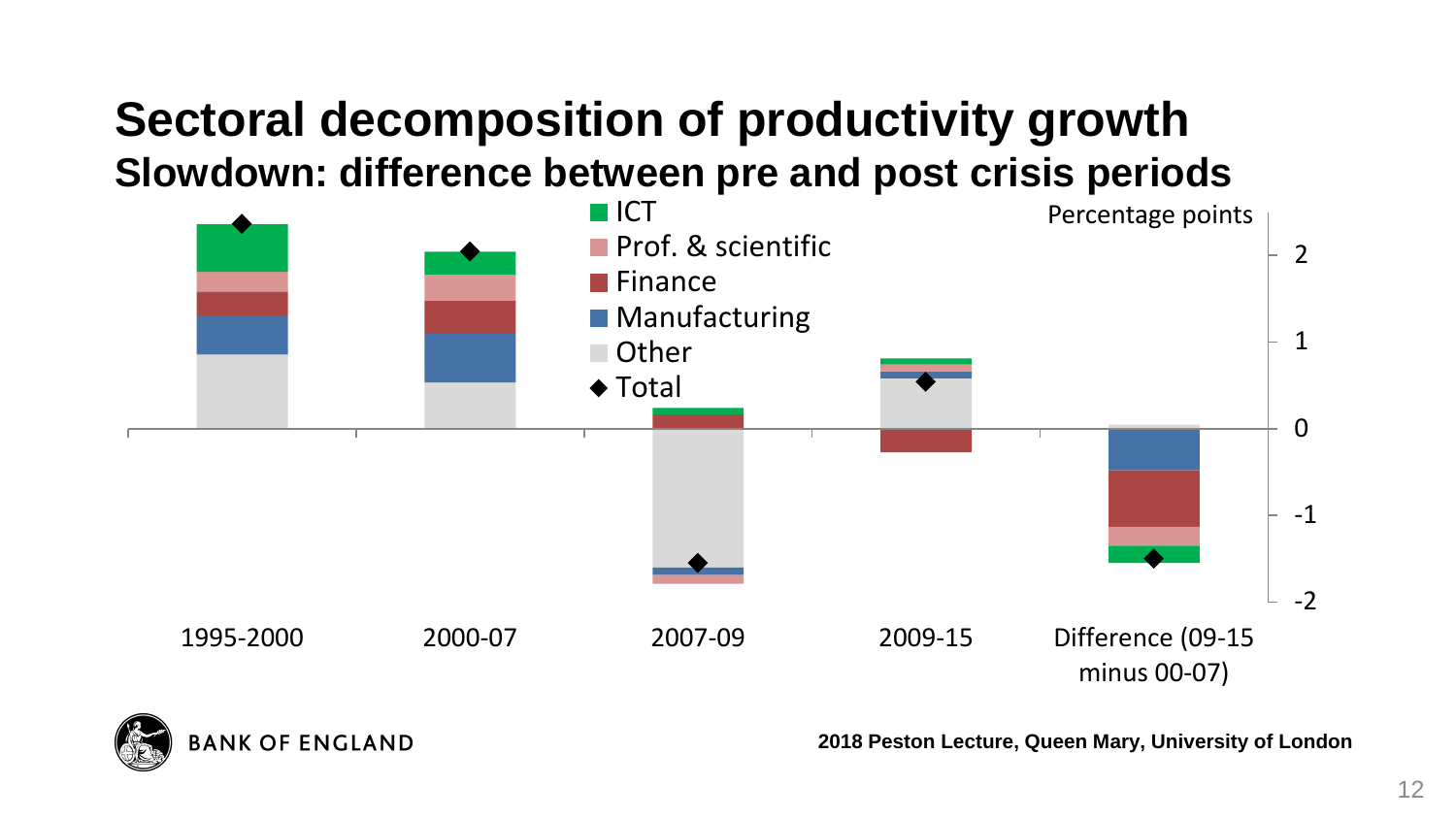# Sectoral decomposition of productivity growth

## Slowdown: difference between pre and post crisis periods

Percentage points

Legend: ICT; Prof. & scientific; Finance; Manufacturing; Other; Total

Categories: 1995-2000; 2000-07; 2007-09; 2009-15; Difference (09-15 minus 00-07)

Y-axis: -2, -1, 0, 1, 2

2018 Peston Lecture, Queen Mary, University of London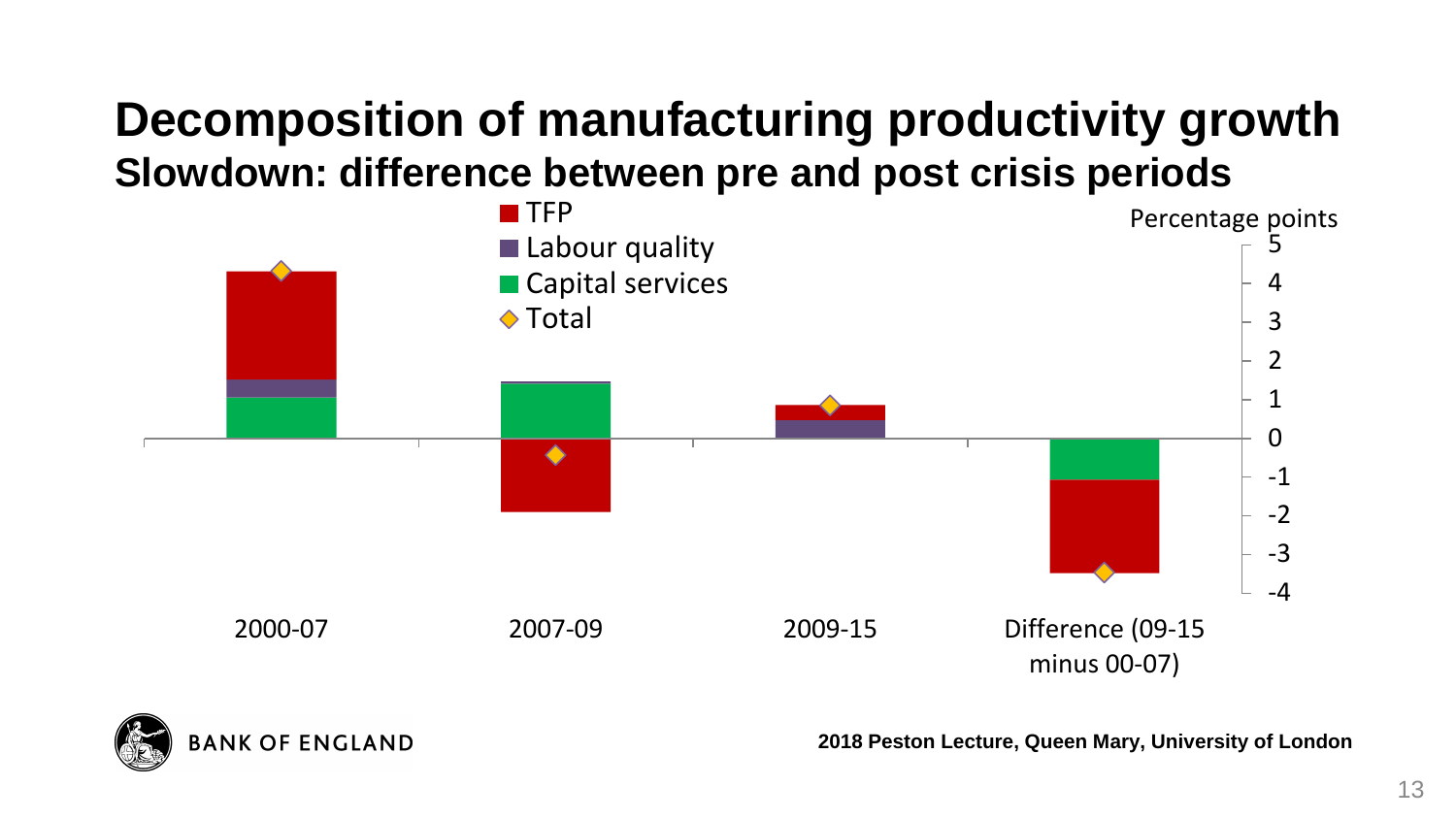# Decomposition of manufacturing productivity growth

## Slowdown: difference between pre and post crisis periods

Percentage points

- TFP
- Labour quality
- Capital services
- Total

5, 4, 3, 2, 1, 0, -1, -2, -3, -4

2000-07 | 2007-09 | 2009-15 | Difference (09-15 minus 00-07)

BANK OF ENGLAND

**2018 Peston Lecture, Queen Mary, University of London**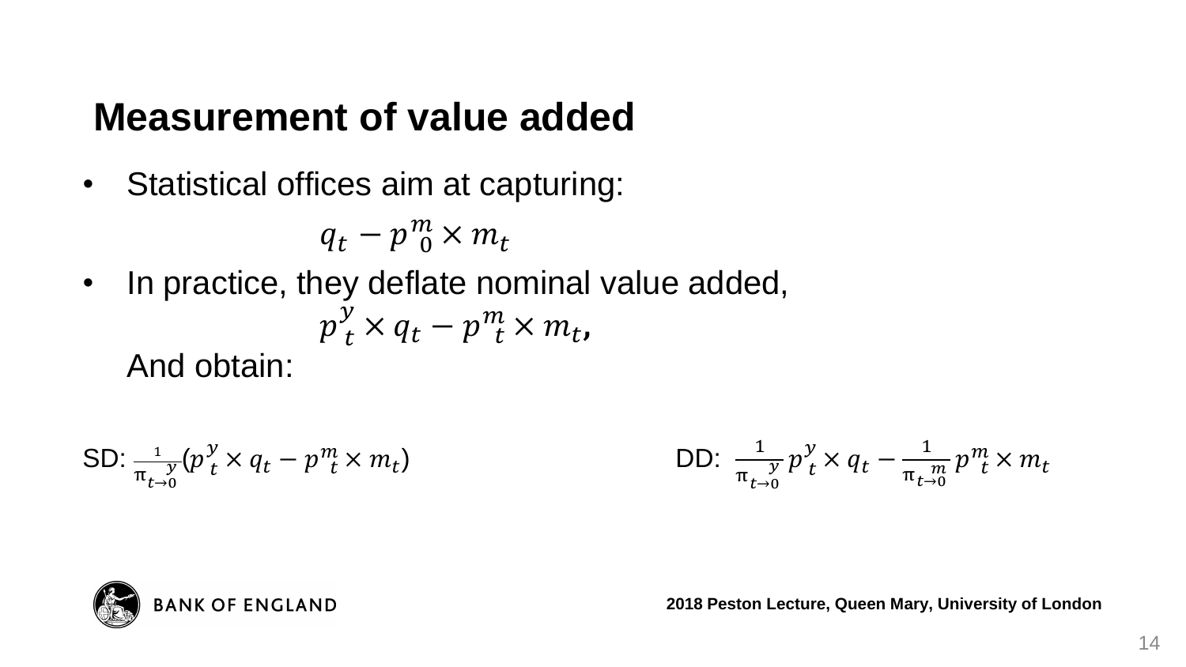# Measurement of value added

- Statistical offices aim at capturing:

$$q_t - p^m_0 \times m_t$$

- In practice, they deflate nominal value added,

$$p^y_t \times q_t - p^m_t \times m_t,$$

  And obtain:

SD: $\frac{1}{\pi^{\ y}_{t\to 0}}(p^y_t \times q_t - p^m_t \times m_t)$

DD: $\frac{1}{\pi^{\ y}_{t\to 0}}\, p^y_t \times q_t - \frac{1}{\pi^{\ m}_{t\to 0}}\, p^m_t \times m_t$

2018 Peston Lecture, Queen Mary, University of London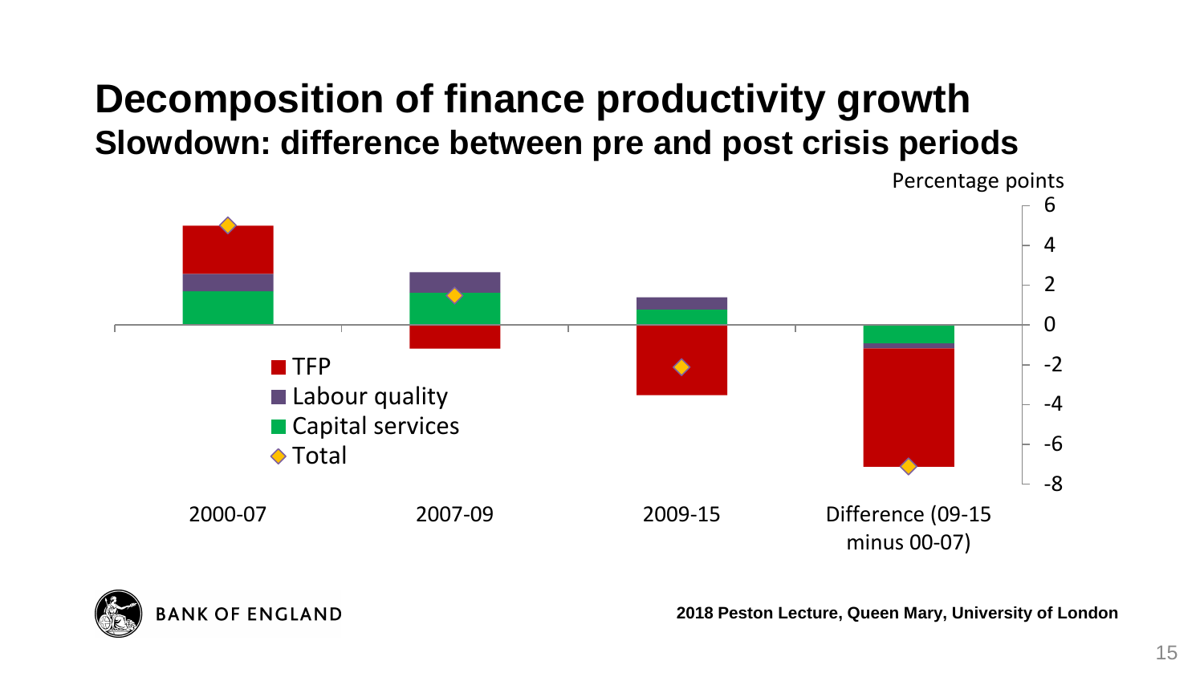# Decomposition of finance productivity growth

## Slowdown: difference between pre and post crisis periods

Percentage points

6
4
2
0
-2
-4
-6
-8

■ TFP
■ Labour quality
■ Capital services
◇ Total

2000-07 | 2007-09 | 2009-15 | Difference (09-15 minus 00-07)

2018 Peston Lecture, Queen Mary, University of London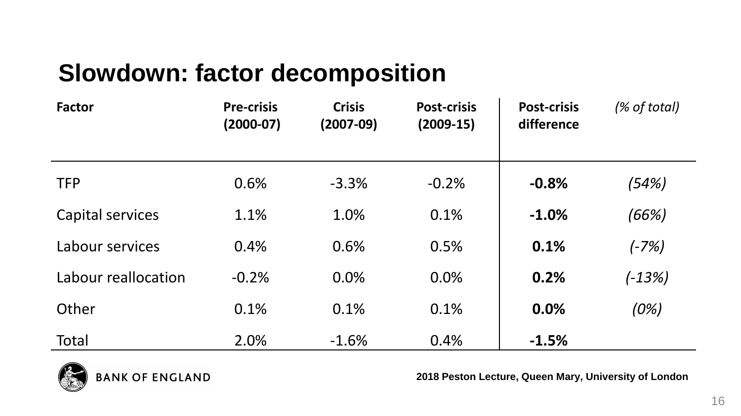# Slowdown: factor decomposition

| Factor | Pre-crisis (2000-07) | Crisis (2007-09) | Post-crisis (2009-15) | Post-crisis difference | *(% of total)* |
|---|---|---|---|---|---|
| TFP | 0.6% | -3.3% | -0.2% | **-0.8%** | *(54%)* |
| Capital services | 1.1% | 1.0% | 0.1% | **-1.0%** | *(66%)* |
| Labour services | 0.4% | 0.6% | 0.5% | **0.1%** | *(-7%)* |
| Labour reallocation | -0.2% | 0.0% | 0.0% | **0.2%** | *(-13%)* |
| Other | 0.1% | 0.1% | 0.1% | **0.0%** | *(0%)* |
| Total | 2.0% | -1.6% | 0.4% | **-1.5%** | |

BANK OF ENGLAND

**2018 Peston Lecture, Queen Mary, University of London**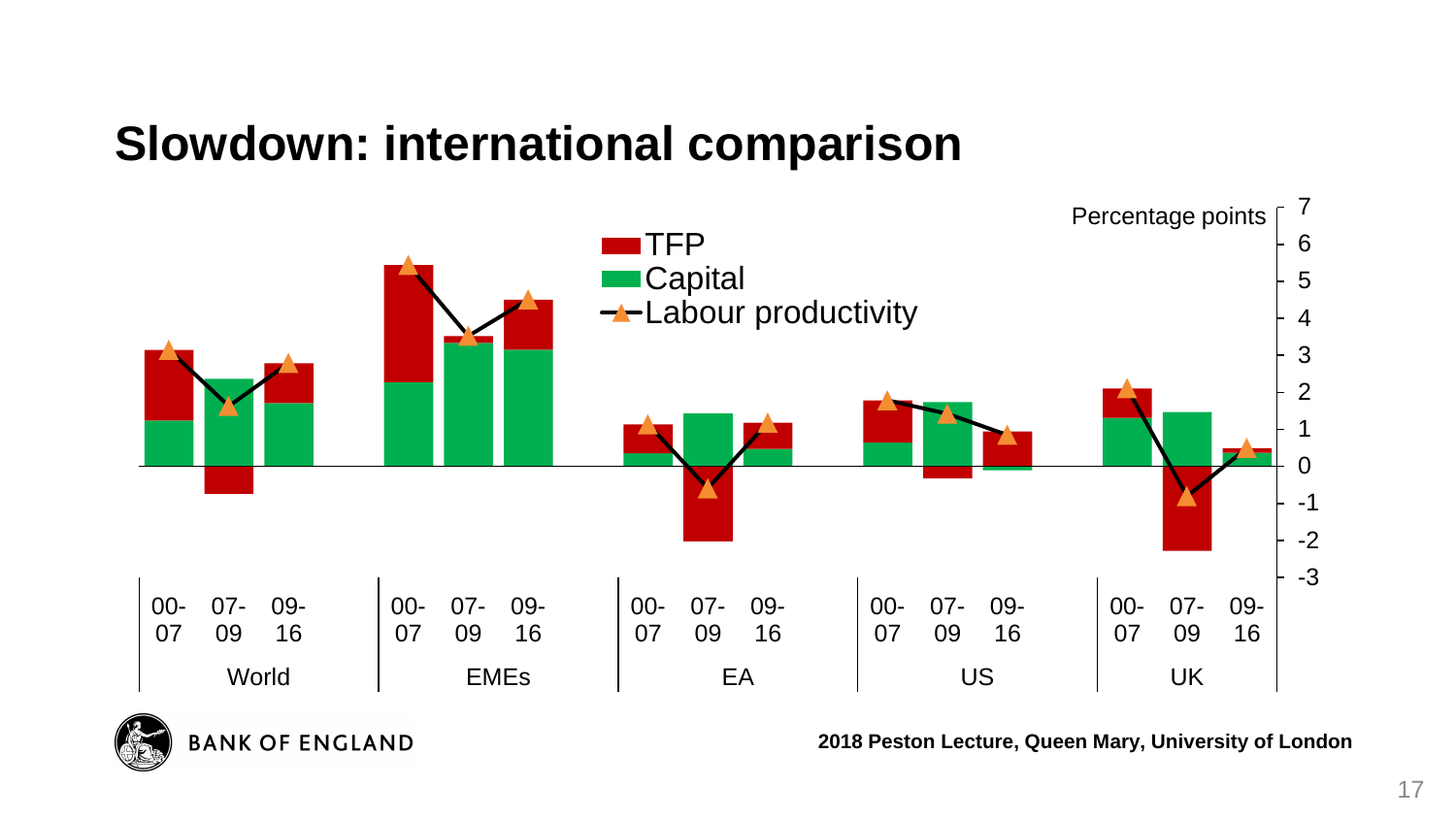# Slowdown: international comparison

Percentage points

- TFP
- Capital
- Labour productivity

| | World | | | EMEs | | | EA | | | US | | | UK | | |
|---|---|---|---|---|---|---|---|---|---|---|---|---|---|---|---|
| | 00-07 | 07-09 | 09-16 | 00-07 | 07-09 | 09-16 | 00-07 | 07-09 | 09-16 | 00-07 | 07-09 | 09-16 | 00-07 | 07-09 | 09-16 |

2018 Peston Lecture, Queen Mary, University of London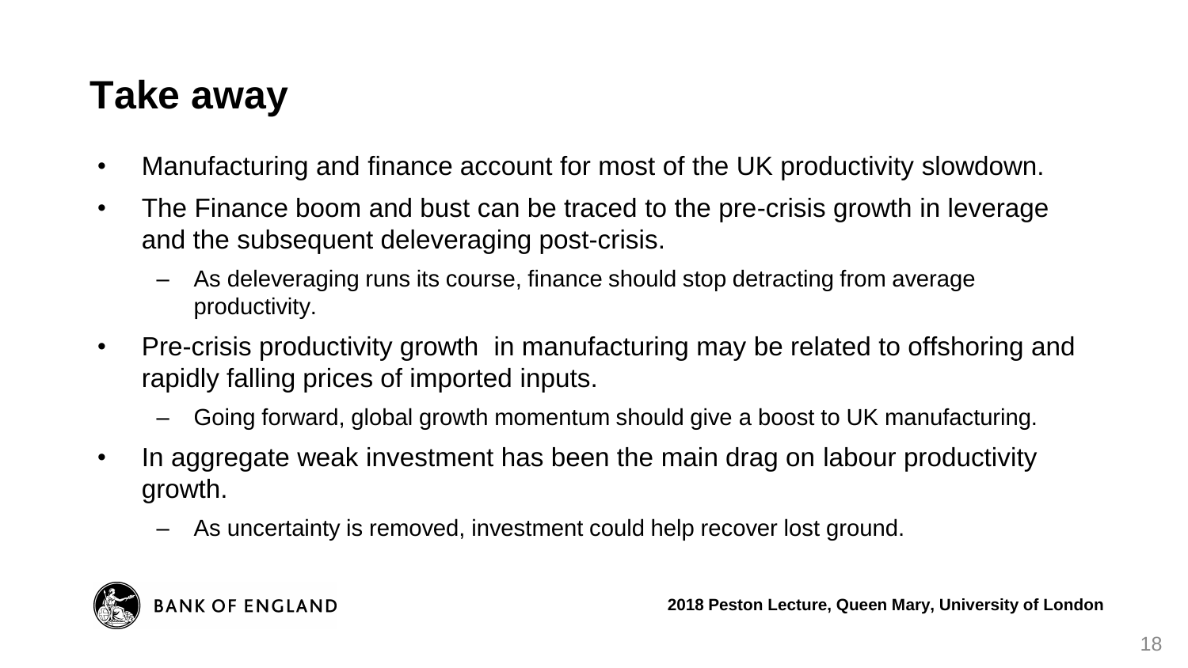# Take away

- Manufacturing and finance account for most of the UK productivity slowdown.
- The Finance boom and bust can be traced to the pre-crisis growth in leverage and the subsequent deleveraging post-crisis.
  - As deleveraging runs its course, finance should stop detracting from average productivity.
- Pre-crisis productivity growth in manufacturing may be related to offshoring and rapidly falling prices of imported inputs.
  - Going forward, global growth momentum should give a boost to UK manufacturing.
- In aggregate weak investment has been the main drag on labour productivity growth.
  - As uncertainty is removed, investment could help recover lost ground.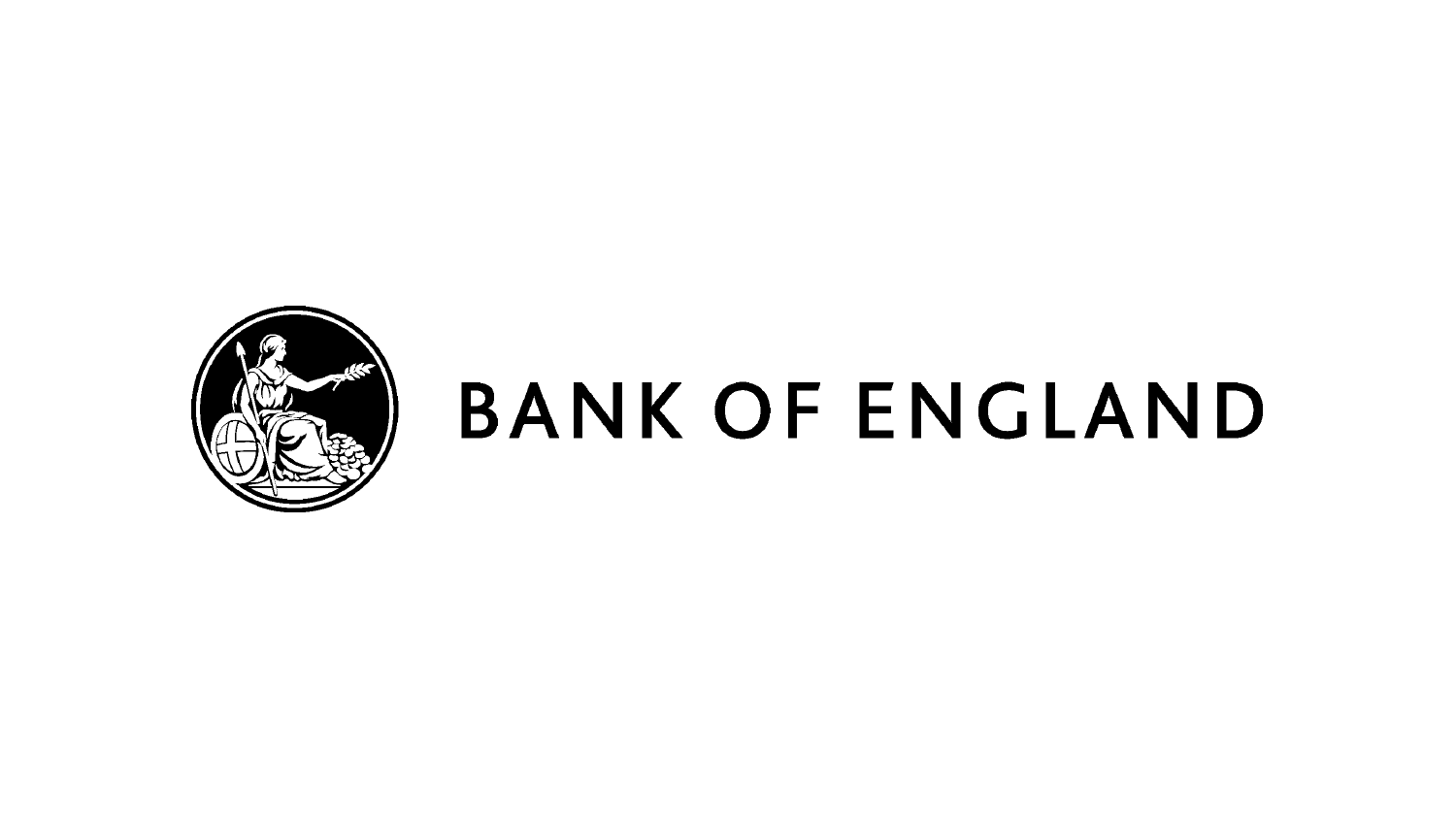BANK OF ENGLAND